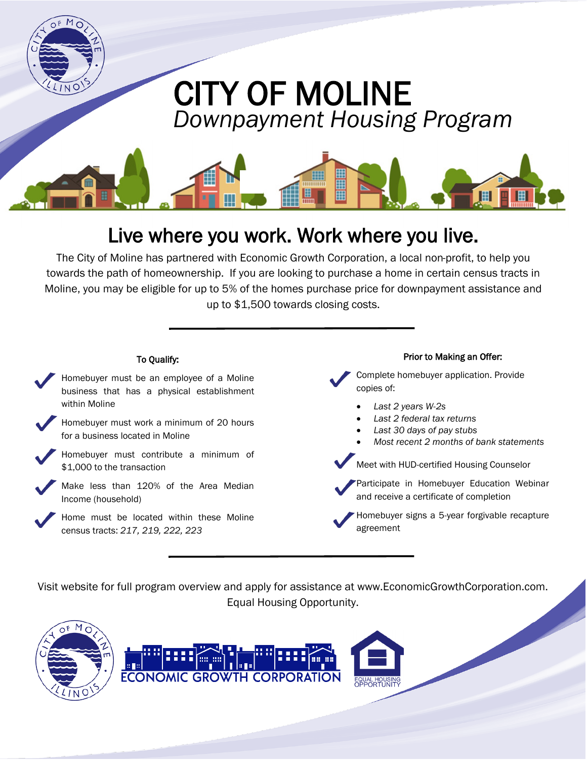# CITY OF MOLINE

*Downpayment Housing Program*

## Live where you work. Work where you live.

The City of Moline has partnered with Economic Growth Corporation, a local non-profit, to help you towards the path of homeownership. If you are looking to purchase a home in certain census tracts in Moline, you may be eligible for up to 5% of the homes purchase price for downpayment assistance and up to $1,500 towards closing costs.

---

### To Qualify:

- Homebuyer must be an employee of a Moline business that has a physical establishment within Moline
- Homebuyer must work a minimum of 20 hours for a business located in Moline
- Homebuyer must contribute a minimum of $1,000 to the transaction
- Make less than 120% of the Area Median Income (household)
- Home must be located within these Moline census tracts: *217, 219, 222, 223*

### Prior to Making an Offer:

- Complete homebuyer application. Provide copies of:
  - *Last 2 years W-2s*
  - *Last 2 federal tax returns*
  - *Last 30 days of pay stubs*
  - *Most recent 2 months of bank statements*
- Meet with HUD-certified Housing Counselor
- Participate in Homebuyer Education Webinar and receive a certificate of completion
- Homebuyer signs a 5-year forgivable recapture agreement

---

Visit website for full program overview and apply for assistance at www.EconomicGrowthCorporation.com. Equal Housing Opportunity.

ECONOMIC GROWTH CORPORATION

EQUAL HOUSING OPPORTUNITY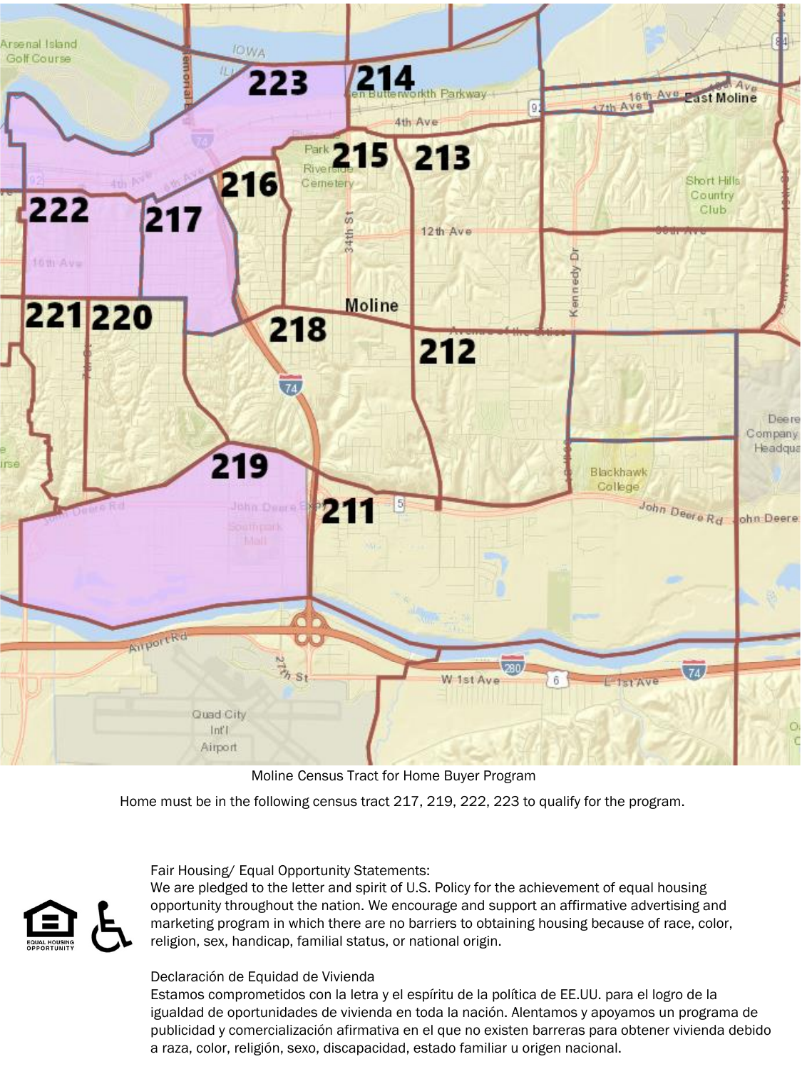Moline Census Tract for Home Buyer Program

Home must be in the following census tract 217, 219, 222, 223 to qualify for the program.

Fair Housing/ Equal Opportunity Statements:
We are pledged to the letter and spirit of U.S. Policy for the achievement of equal housing opportunity throughout the nation. We encourage and support an affirmative advertising and marketing program in which there are no barriers to obtaining housing because of race, color, religion, sex, handicap, familial status, or national origin.

Declaración de Equidad de Vivienda
Estamos comprometidos con la letra y el espíritu de la política de EE.UU. para el logro de la igualdad de oportunidades de vivienda en toda la nación. Alentamos y apoyamos un programa de publicidad y comercialización afirmativa en el que no existen barreras para obtener vivienda debido a raza, color, religión, sexo, discapacidad, estado familiar u origen nacional.